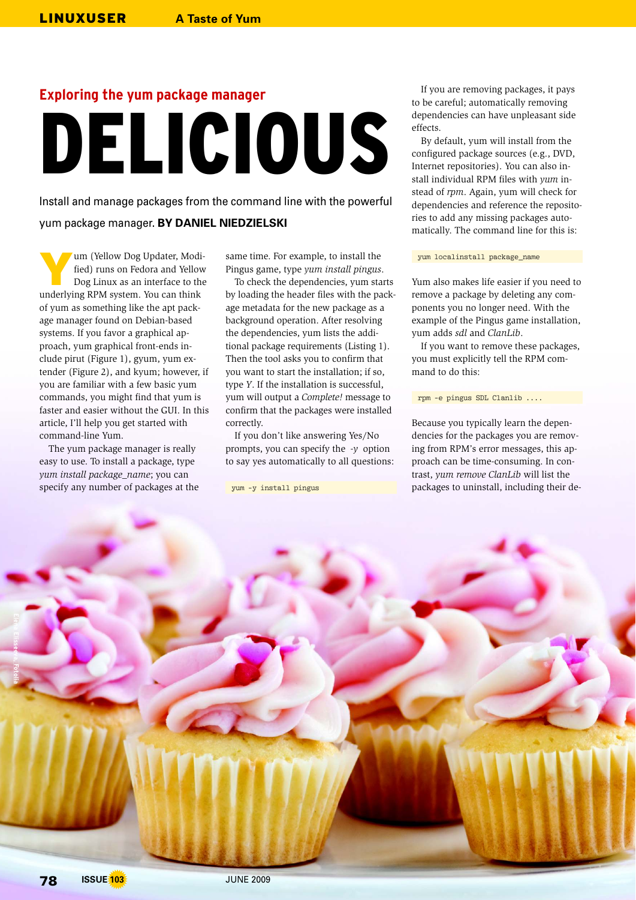## Exploring the yum package manager

# DELICIOUS

Install and manage packages from the command line with the powerful yum package manager. **BY DANIEL NIEDZIELSKI**

Yum (Yellow Dog Updater, Modified) runs on Fedora and Yellow Dog Linux as an interface to the underlying RPM system. You can think of yum as something like the apt package manager found on Debian-based systems. If you favor a graphical approach, yum graphical front-ends include pirut (Figure 1), gyum, yum extender (Figure 2), and kyum; however, if you are familiar with a few basic yum commands, you might find that yum is faster and easier without the GUI. In this article, I'll help you get started with command-line Yum.

The yum package manager is really easy to use. To install a package, type *yum install package_name*; you can specify any number of packages at the same time. For example, to install the Pingus game, type *yum install pingus*.

To check the dependencies, yum starts by loading the header files with the package metadata for the new package as a background operation. After resolving the dependencies, yum lists the additional package requirements (Listing 1). Then the tool asks you to confirm that you want to start the installation; if so, type *Y*. If the installation is successful, yum will output a *Complete!* message to confirm that the packages were installed correctly.

If you don't like answering Yes/No prompts, you can specify the *-y* option to say yes automatically to all questions:

```
yum -y install pingus
```

If you are removing packages, it pays to be careful; automatically removing dependencies can have unpleasant side effects.

By default, yum will install from the configured package sources (e.g., DVD, Internet repositories). You can also install individual RPM files with *yum* instead of *rpm*. Again, yum will check for dependencies and reference the repositories to add any missing packages automatically. The command line for this is:

```
yum localinstall package_name
```

Yum also makes life easier if you need to remove a package by deleting any components you no longer need. With the example of the Pingus game installation, yum adds *sdl* and *ClanLib*.

If you want to remove these packages, you must explicitly tell the RPM command to do this:

```
rpm -e pingus SDL Clanlib ....
```

Because you typically learn the dependencies for the packages you are removing from RPM's error messages, this approach can be time-consuming. In contrast, *yum remove ClanLib* will list the packages to uninstall, including their de-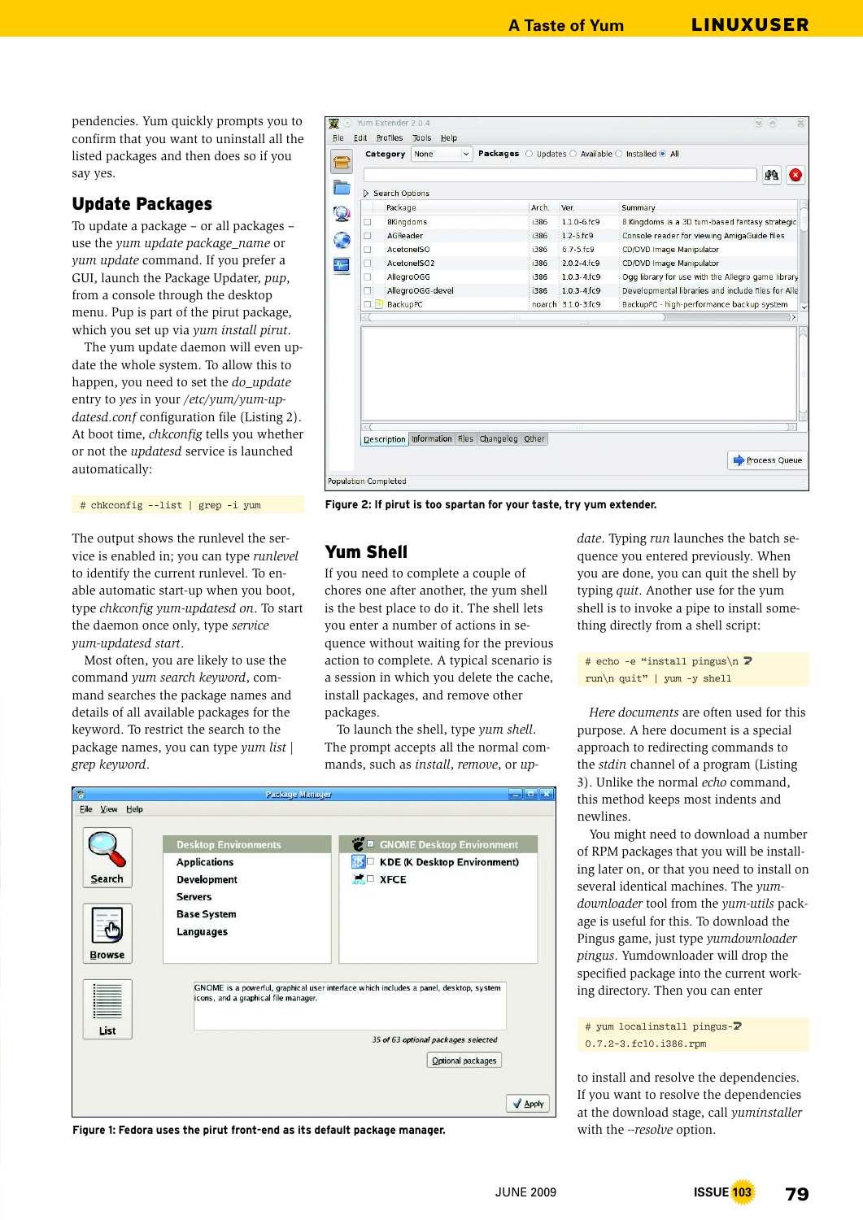pendencies. Yum quickly prompts you to confirm that you want to uninstall all the listed packages and then does so if you say yes.

## Update Packages

To update a package – or all packages – use the *yum update package_name* or *yum update* command. If you prefer a GUI, launch the Package Updater, *pup*, from a console through the desktop menu. Pup is part of the pirut package, which you set up via *yum install pirut*.

The yum update daemon will even update the whole system. To allow this to happen, you need to set the *do_update* entry to *yes* in your */etc/yum/yum-updatesd.conf* configuration file (Listing 2). At boot time, *chkconfig* tells you whether or not the *updatesd* service is launched automatically:

```
# chkconfig --list | grep -i yum
```

The output shows the runlevel the service is enabled in; you can type *runlevel* to identify the current runlevel. To enable automatic start-up when you boot, type *chkconfig yum-updatesd on*. To start the daemon once only, type *service yum-updatesd start*.

Most often, you are likely to use the command *yum search keyword*, command searches the package names and details of all available packages for the keyword. To restrict the search to the package names, you can type *yum list | grep keyword*.

Figure 2: If pirut is too spartan for your taste, try yum extender.

## Yum Shell

If you need to complete a couple of chores one after another, the yum shell is the best place to do it. The shell lets you enter a number of actions in sequence without waiting for the previous action to complete. A typical scenario is a session in which you delete the cache, install packages, and remove other packages.

To launch the shell, type *yum shell*. The prompt accepts all the normal commands, such as *install*, *remove*, or *update*. Typing *run* launches the batch sequence you entered previously. When you are done, you can quit the shell by typing *quit*. Another use for the yum shell is to invoke a pipe to install something directly from a shell script:

```
# echo -e "install pingus\n run\n quit" | yum -y shell
```

*Here documents* are often used for this purpose. A here document is a special approach to redirecting commands to the *stdin* channel of a program (Listing 3). Unlike the normal *echo* command, this method keeps most indents and newlines.

You might need to download a number of RPM packages that you will be installing later on, or that you need to install on several identical machines. The *yum-downloader* tool from the *yum-utils* package is useful for this. To download the Pingus game, just type *yumdownloader pingus*. Yumdownloader will drop the specified package into the current working directory. Then you can enter

```
# yum localinstall pingus-0.7.2-3.fc10.i386.rpm
```

to install and resolve the dependencies. If you want to resolve the dependencies at the download stage, call *yuminstaller* with the *--resolve* option.

Figure 1: Fedora uses the pirut front-end as its default package manager.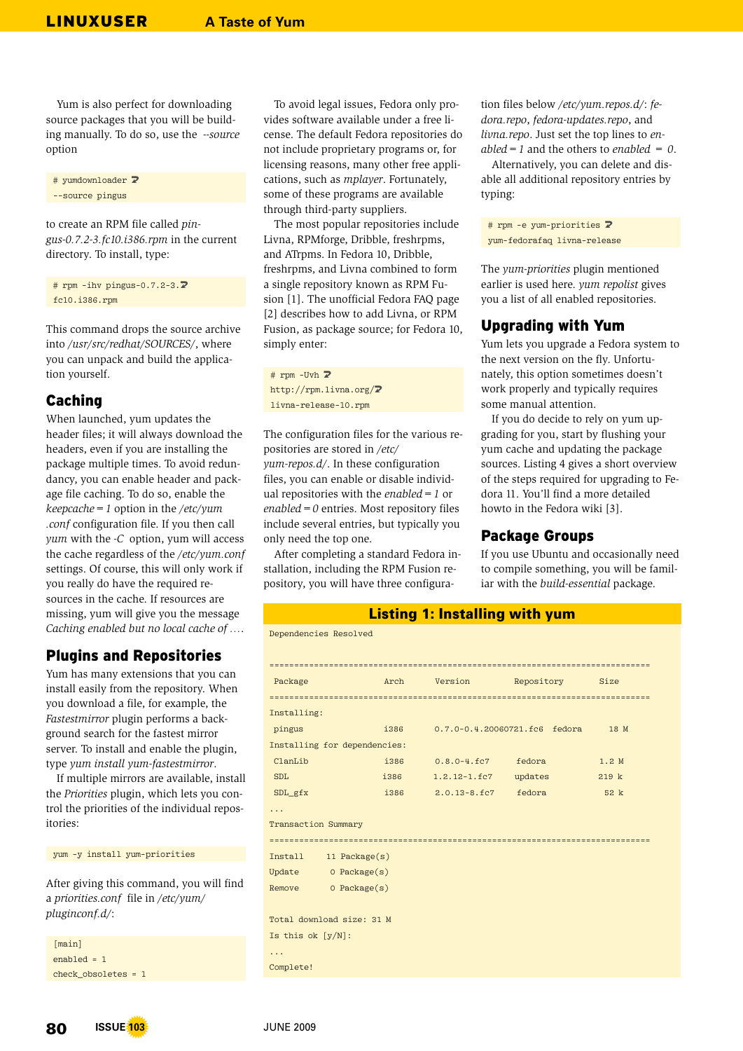Yum is also perfect for downloading source packages that you will be building manually. To do so, use the *--source* option

```
# yumdownloader ↩
--source pingus
```

to create an RPM file called *pingus-0.7.2-3.fc10.i386.rpm* in the current directory. To install, type:

```
# rpm -ihv pingus-0.7.2-3.↩
fc10.i386.rpm
```

This command drops the source archive into */usr/src/redhat/SOURCES/*, where you can unpack and build the application yourself.

## Caching

When launched, yum updates the header files; it will always download the headers, even if you are installing the package multiple times. To avoid redundancy, you can enable header and package file caching. To do so, enable the *keepcache = 1* option in the */etc/yum.conf* configuration file. If you then call *yum* with the *-C* option, yum will access the cache regardless of the */etc/yum.conf* settings. Of course, this will only work if you really do have the required resources in the cache. If resources are missing, yum will give you the message *Caching enabled but no local cache of ...*.

## Plugins and Repositories

Yum has many extensions that you can install easily from the repository. When you download a file, for example, the *Fastestmirror* plugin performs a background search for the fastest mirror server. To install and enable the plugin, type *yum install yum-fastestmirror*.

If multiple mirrors are available, install the *Priorities* plugin, which lets you control the priorities of the individual repositories:

```
yum -y install yum-priorities
```

After giving this command, you will find a *priorities.conf* file in */etc/yum/pluginconf.d/*:

```
[main]
enabled = 1
check_obsoletes = 1
```

To avoid legal issues, Fedora only provides software available under a free license. The default Fedora repositories do not include proprietary programs or, for licensing reasons, many other free applications, such as *mplayer*. Fortunately, some of these programs are available through third-party suppliers.

The most popular repositories include Livna, RPMforge, Dribble, freshrpms, and ATrpms. In Fedora 10, Dribble, freshrpms, and Livna combined to form a single repository known as RPM Fusion [1]. The unofficial Fedora FAQ page [2] describes how to add Livna, or RPM Fusion, as package source; for Fedora 10, simply enter:

```
# rpm -Uvh ↩
http://rpm.livna.org/↩
livna-release-10.rpm
```

The configuration files for the various repositories are stored in */etc/yum-repos.d/*. In these configuration files, you can enable or disable individual repositories with the *enabled = 1* or *enabled = 0* entries. Most repository files include several entries, but typically you only need the top one.

After completing a standard Fedora installation, including the RPM Fusion repository, you will have three configuration files below */etc/yum.repos.d/*: *fedora.repo*, *fedora-updates.repo*, and *livna.repo*. Just set the top lines to *enabled = 1* and the others to *enabled = 0*.

Alternatively, you can delete and disable all additional repository entries by typing:

```
# rpm -e yum-priorities ↩
yum-fedorafaq livna-release
```

The *yum-priorities* plugin mentioned earlier is used here. *yum repolist* gives you a list of all enabled repositories.

## Upgrading with Yum

Yum lets you upgrade a Fedora system to the next version on the fly. Unfortunately, this option sometimes doesn't work properly and typically requires some manual attention.

If you do decide to rely on yum upgrading for you, start by flushing your yum cache and updating the package sources. Listing 4 gives a short overview of the steps required for upgrading to Fedora 11. You'll find a more detailed howto in the Fedora wiki [3].

## Package Groups

If you use Ubuntu and occasionally need to compile something, you will be familiar with the *build-essential* package.

### Listing 1: Installing with yum

```
Dependencies Resolved


=============================================================================
 Package                Arch      Version          Repository         Size
=============================================================================
Installing:
 pingus                 i386      0.7.0-0.4.20060721.fc6  fedora      18 M
Installing for dependencies:
 ClanLib                i386      0.8.0-4.fc7      fedora            1.2 M
 SDL                    i386      1.2.12-1.fc7     updates           219 k
 SDL_gfx                i386      2.0.13-8.fc7     fedora             52 k
...
Transaction Summary
=============================================================================
Install      11 Package(s)
Update        0 Package(s)
Remove        0 Package(s)

Total download size: 31 M
Is this ok [y/N]:
...
Complete!
```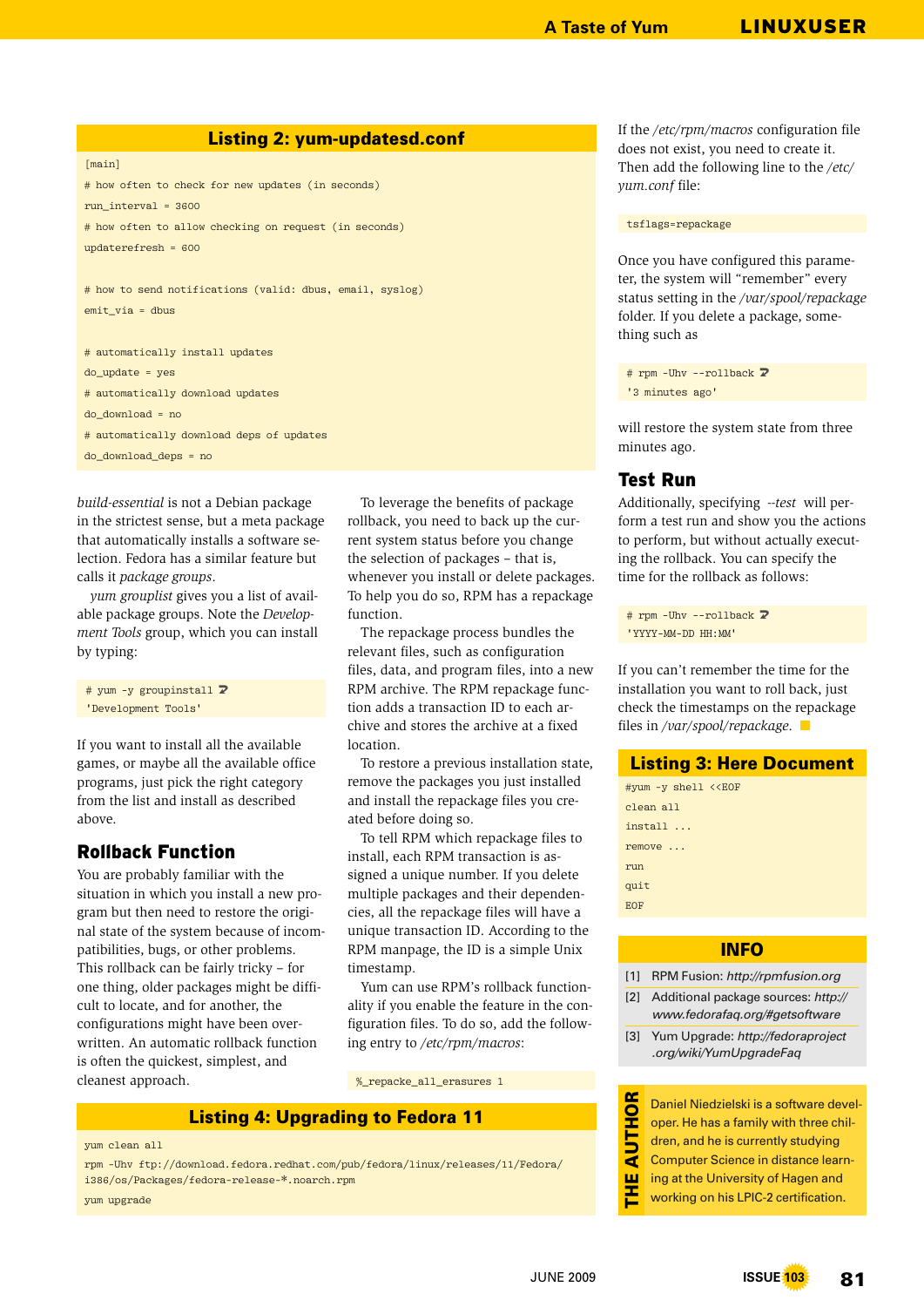## Listing 2: yum-updatesd.conf

```
[main]
# how often to check for new updates (in seconds)
run_interval = 3600
# how often to allow checking on request (in seconds)
updaterefresh = 600

# how to send notifications (valid: dbus, email, syslog)
emit_via = dbus

# automatically install updates
do_update = yes
# automatically download updates
do_download = no
# automatically download deps of updates
do_download_deps = no
```

*build-essential* is not a Debian package in the strictest sense, but a meta package that automatically installs a software selection. Fedora has a similar feature but calls it *package groups*.

*yum grouplist* gives you a list of available package groups. Note the *Development Tools* group, which you can install by typing:

```
# yum -y groupinstall 'Development Tools'
```

If you want to install all the available games, or maybe all the available office programs, just pick the right category from the list and install as described above.

## Rollback Function

You are probably familiar with the situation in which you install a new program but then need to restore the original state of the system because of incompatibilities, bugs, or other problems. This rollback can be fairly tricky – for one thing, older packages might be difficult to locate, and for another, the configurations might have been overwritten. An automatic rollback function is often the quickest, simplest, and cleanest approach.

To leverage the benefits of package rollback, you need to back up the current system status before you change the selection of packages – that is, whenever you install or delete packages. To help you do so, RPM has a repackage function.

The repackage process bundles the relevant files, such as configuration files, data, and program files, into a new RPM archive. The RPM repackage function adds a transaction ID to each archive and stores the archive at a fixed location.

To restore a previous installation state, remove the packages you just installed and install the repackage files you created before doing so.

To tell RPM which repackage files to install, each RPM transaction is assigned a unique number. If you delete multiple packages and their dependencies, all the repackage files will have a unique transaction ID. According to the RPM manpage, the ID is a simple Unix timestamp.

Yum can use RPM's rollback functionality if you enable the feature in the configuration files. To do so, add the following entry to */etc/rpm/macros*:

```
%_repacke_all_erasures 1
```

If the */etc/rpm/macros* configuration file does not exist, you need to create it. Then add the following line to the */etc/yum.conf* file:

```
tsflags=repackage
```

Once you have configured this parameter, the system will "remember" every status setting in the */var/spool/repackage* folder. If you delete a package, something such as

```
# rpm -Uhv --rollback '3 minutes ago'
```

will restore the system state from three minutes ago.

## Test Run

Additionally, specifying *--test* will perform a test run and show you the actions to perform, but without actually executing the rollback. You can specify the time for the rollback as follows:

```
# rpm -Uhv --rollback 'YYYY-MM-DD HH:MM'
```

If you can't remember the time for the installation you want to roll back, just check the timestamps on the repackage files in */var/spool/repackage*. ■

## Listing 3: Here Document

```
#yum -y shell <<EOF
clean all
install ...
remove ...
run
quit
EOF
```

## Listing 4: Upgrading to Fedora 11

```
yum clean all
rpm -Uhv ftp://download.fedora.redhat.com/pub/fedora/linux/releases/11/Fedora/i386/os/Packages/fedora-release-*.noarch.rpm
yum upgrade
```

## INFO

[1] RPM Fusion: *http://rpmfusion.org*

[2] Additional package sources: *http://www.fedorafaq.org/#getsoftware*

[3] Yum Upgrade: *http://fedoraproject.org/wiki/YumUpgradeFaq*

## THE AUTHOR

Daniel Niedzielski is a software developer. He has a family with three children, and he is currently studying Computer Science in distance learning at the University of Hagen and working on his LPIC-2 certification.